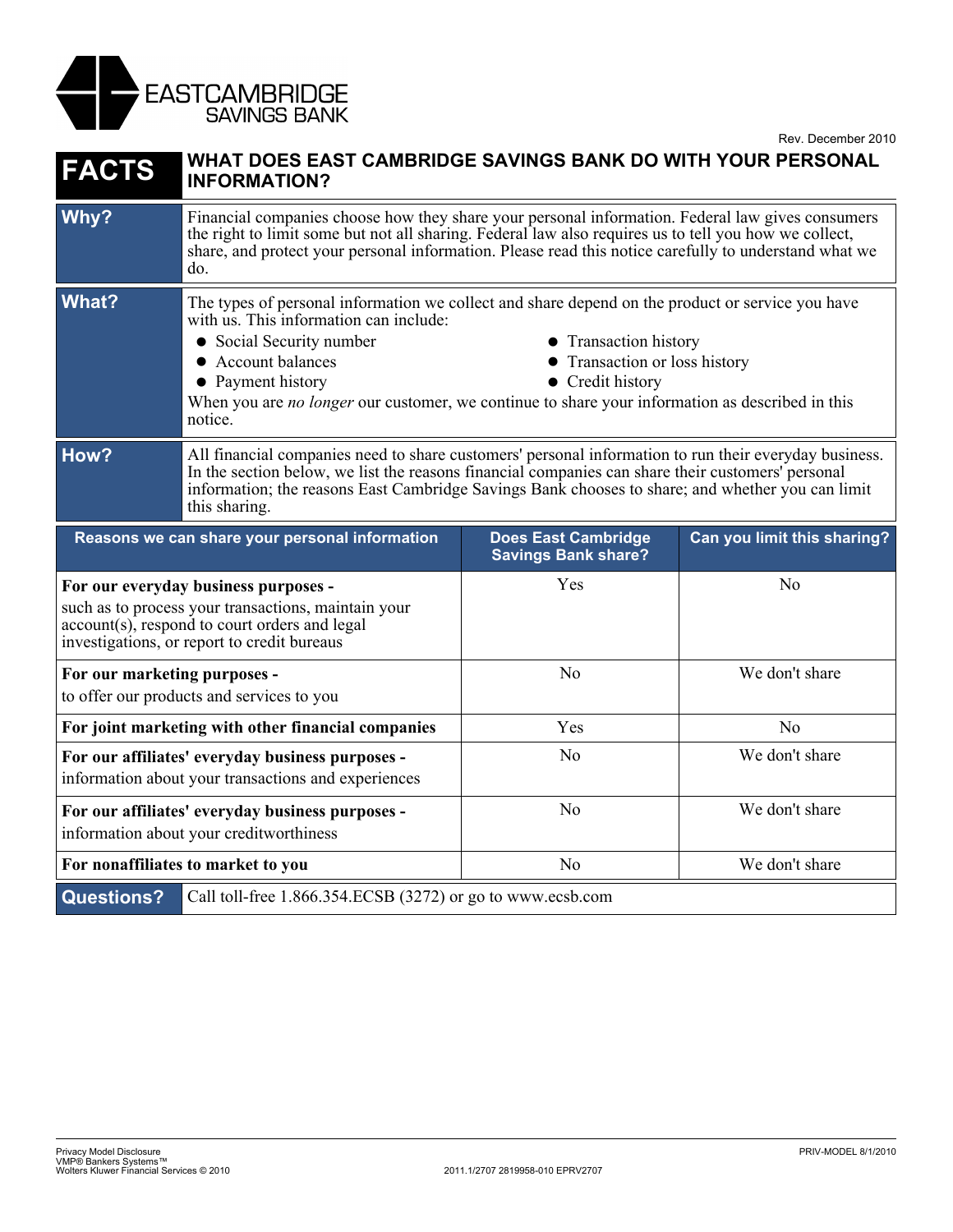EASTCAMBRIDGE SAVINGS BANK

Rev. December 2010

# FACTS — WHAT DOES EAST CAMBRIDGE SAVINGS BANK DO WITH YOUR PERSONAL INFORMATION?

**Why?**

Financial companies choose how they share your personal information. Federal law gives consumers the right to limit some but not all sharing. Federal law also requires us to tell you how we collect, share, and protect your personal information. Please read this notice carefully to understand what we do.

**What?**

The types of personal information we collect and share depend on the product or service you have with us. This information can include:

- Social Security number
- Account balances
- Payment history
- Transaction history
- Transaction or loss history
- Credit history

When you are *no longer* our customer, we continue to share your information as described in this notice.

**How?**

All financial companies need to share customers' personal information to run their everyday business. In the section below, we list the reasons financial companies can share their customers' personal information; the reasons East Cambridge Savings Bank chooses to share; and whether you can limit this sharing.

| Reasons we can share your personal information | Does East Cambridge Savings Bank share? | Can you limit this sharing? |
|---|---|---|
| **For our everyday business purposes -** such as to process your transactions, maintain your account(s), respond to court orders and legal investigations, or report to credit bureaus | Yes | No |
| **For our marketing purposes -** to offer our products and services to you | No | We don't share |
| **For joint marketing with other financial companies** | Yes | No |
| **For our affiliates' everyday business purposes -** information about your transactions and experiences | No | We don't share |
| **For our affiliates' everyday business purposes -** information about your creditworthiness | No | We don't share |
| **For nonaffiliates to market to you** | No | We don't share |

**Questions?** Call toll-free 1.866.354.ECSB (3272) or go to www.ecsb.com

Privacy Model Disclosure
VMP® Bankers Systems™
Wolters Kluwer Financial Services © 2010

2011.1/2707 2819958-010 EPRV2707

PRIV-MODEL 8/1/2010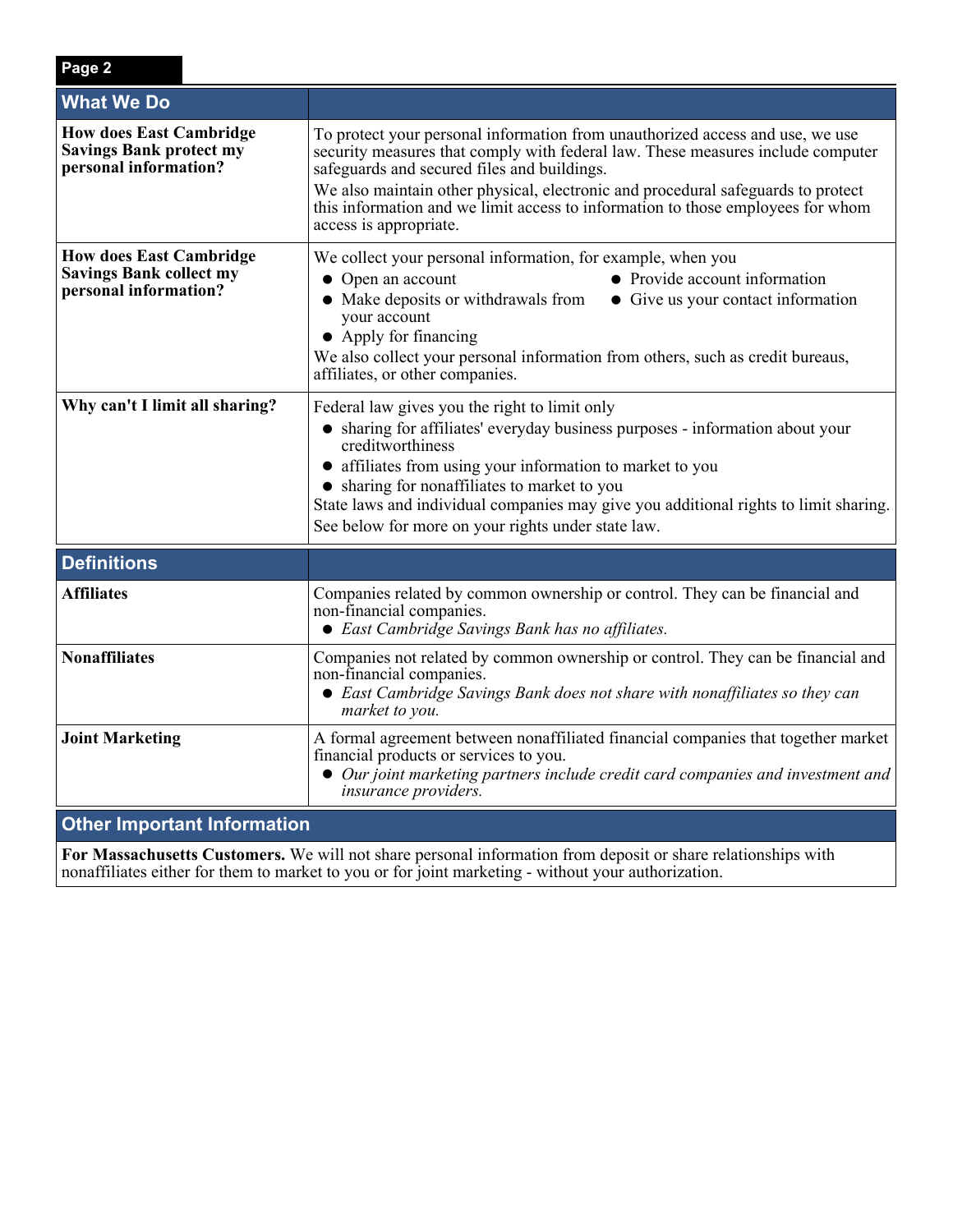| What We Do | |
|---|---|
| **How does East Cambridge Savings Bank protect my personal information?** | To protect your personal information from unauthorized access and use, we use security measures that comply with federal law. These measures include computer safeguards and secured files and buildings.<br>We also maintain other physical, electronic and procedural safeguards to protect this information and we limit access to information to those employees for whom access is appropriate. |
| **How does East Cambridge Savings Bank collect my personal information?** | We collect your personal information, for example, when you<br>● Open an account<br>● Make deposits or withdrawals from your account<br>● Apply for financing<br>● Provide account information<br>● Give us your contact information<br>We also collect your personal information from others, such as credit bureaus, affiliates, or other companies. |
| **Why can't I limit all sharing?** | Federal law gives you the right to limit only<br>● sharing for affiliates' everyday business purposes - information about your creditworthiness<br>● affiliates from using your information to market to you<br>● sharing for nonaffiliates to market to you<br>State laws and individual companies may give you additional rights to limit sharing.<br>See below for more on your rights under state law. |

| Definitions | |
|---|---|
| **Affiliates** | Companies related by common ownership or control. They can be financial and non-financial companies.<br>● *East Cambridge Savings Bank has no affiliates.* |
| **Nonaffiliates** | Companies not related by common ownership or control. They can be financial and non-financial companies.<br>● *East Cambridge Savings Bank does not share with nonaffiliates so they can market to you.* |
| **Joint Marketing** | A formal agreement between nonaffiliated financial companies that together market financial products or services to you.<br>● *Our joint marketing partners include credit card companies and investment and insurance providers.* |

## Other Important Information

**For Massachusetts Customers.** We will not share personal information from deposit or share relationships with nonaffiliates either for them to market to you or for joint marketing - without your authorization.